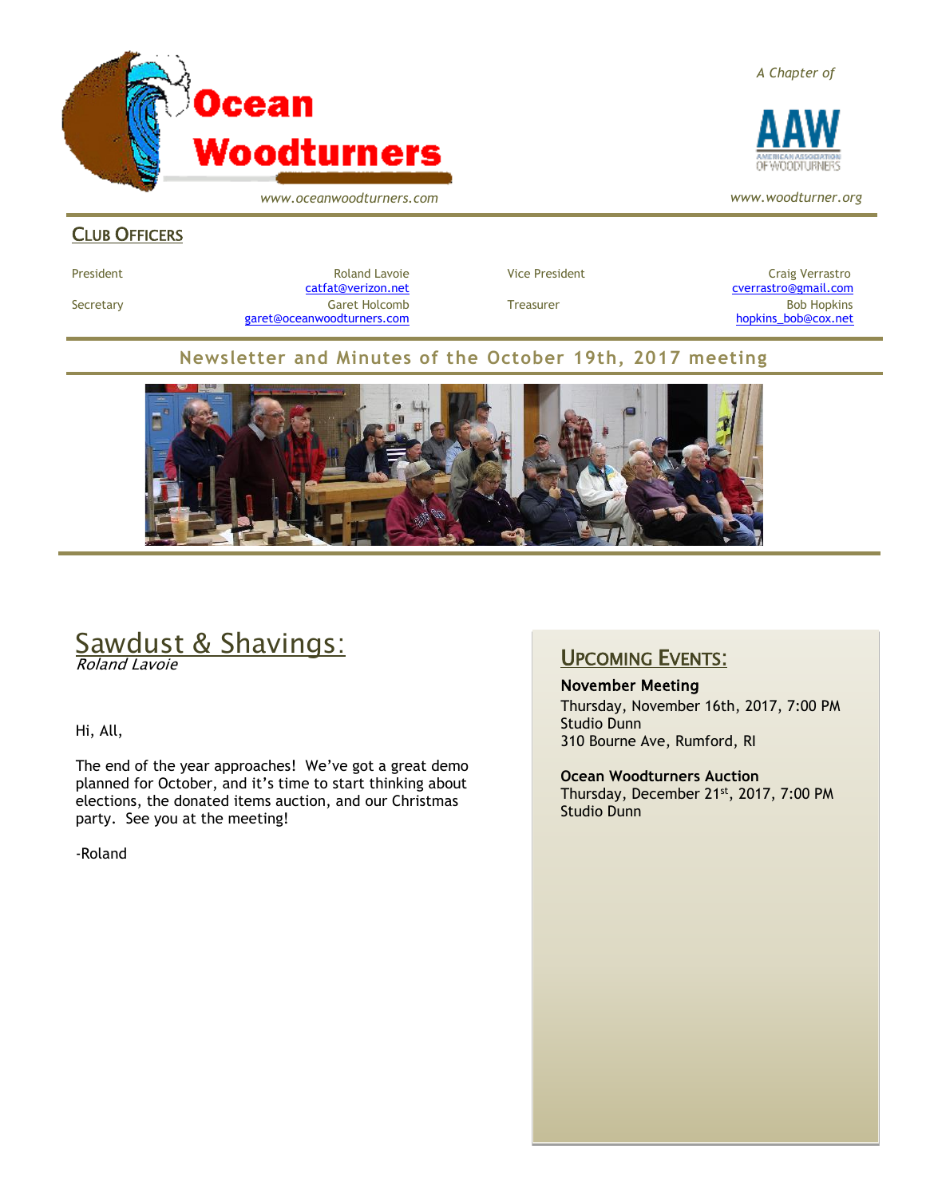# Ocean Woodturners

*www.oceanwoodturners.com*

*A Chapter of*

AAW American Association of Woodturners

*www.woodturner.org*

## Club Officers

| | | | |
|---|---|---|---|
| President | Roland Lavoie<br>catfat@verizon.net | Vice President | Craig Verrastro<br>cverrastro@gmail.com |
| Secretary | Garet Holcomb<br>garet@oceanwoodturners.com | Treasurer | Bob Hopkins<br>hopkins_bob@cox.net |

## Newsletter and Minutes of the October 19th, 2017 meeting

## Sawdust & Shavings:

*Roland Lavoie*

Hi, All,

The end of the year approaches! We've got a great demo planned for October, and it's time to start thinking about elections, the donated items auction, and our Christmas party. See you at the meeting!

-Roland

## Upcoming Events:

**November Meeting**
Thursday, November 16th, 2017, 7:00 PM
Studio Dunn
310 Bourne Ave, Rumford, RI

**Ocean Woodturners Auction**
Thursday, December 21st, 2017, 7:00 PM
Studio Dunn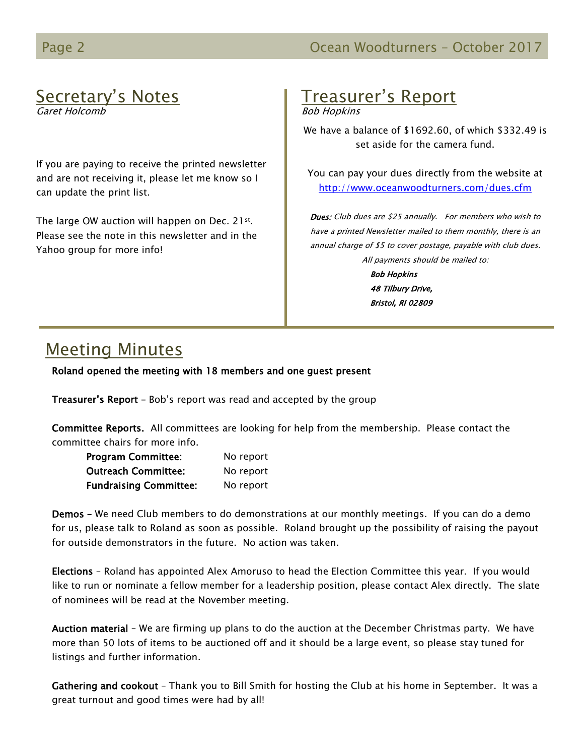## Secretary's Notes

*Garet Holcomb*

If you are paying to receive the printed newsletter and are not receiving it, please let me know so I can update the print list.

The large OW auction will happen on Dec. 21st. Please see the note in this newsletter and in the Yahoo group for more info!

## Treasurer's Report

*Bob Hopkins*

We have a balance of $1692.60, of which $332.49 is set aside for the camera fund.

You can pay your dues directly from the website at [http://www.oceanwoodturners.com/dues.cfm](http://www.oceanwoodturners.com/dues.cfm)

***Dues:*** *Club dues are $25 annually. For members who wish to have a printed Newsletter mailed to them monthly, there is an annual charge of $5 to cover postage, payable with club dues. All payments should be mailed to:*

***Bob Hopkins***
***48 Tilbury Drive,***
***Bristol, RI 02809***

## Meeting Minutes

**Roland opened the meeting with 18 members and one guest present**

**Treasurer's Report** – Bob's report was read and accepted by the group

**Committee Reports.** All committees are looking for help from the membership. Please contact the committee chairs for more info.

| | |
|---|---|
| **Program Committee**: | No report |
| **Outreach Committee**: | No report |
| **Fundraising Committee**: | No report |

**Demos –** We need Club members to do demonstrations at our monthly meetings. If you can do a demo for us, please talk to Roland as soon as possible. Roland brought up the possibility of raising the payout for outside demonstrators in the future. No action was taken.

**Elections** – Roland has appointed Alex Amoruso to head the Election Committee this year. If you would like to run or nominate a fellow member for a leadership position, please contact Alex directly. The slate of nominees will be read at the November meeting.

**Auction material** – We are firming up plans to do the auction at the December Christmas party. We have more than 50 lots of items to be auctioned off and it should be a large event, so please stay tuned for listings and further information.

**Gathering and cookout** – Thank you to Bill Smith for hosting the Club at his home in September. It was a great turnout and good times were had by all!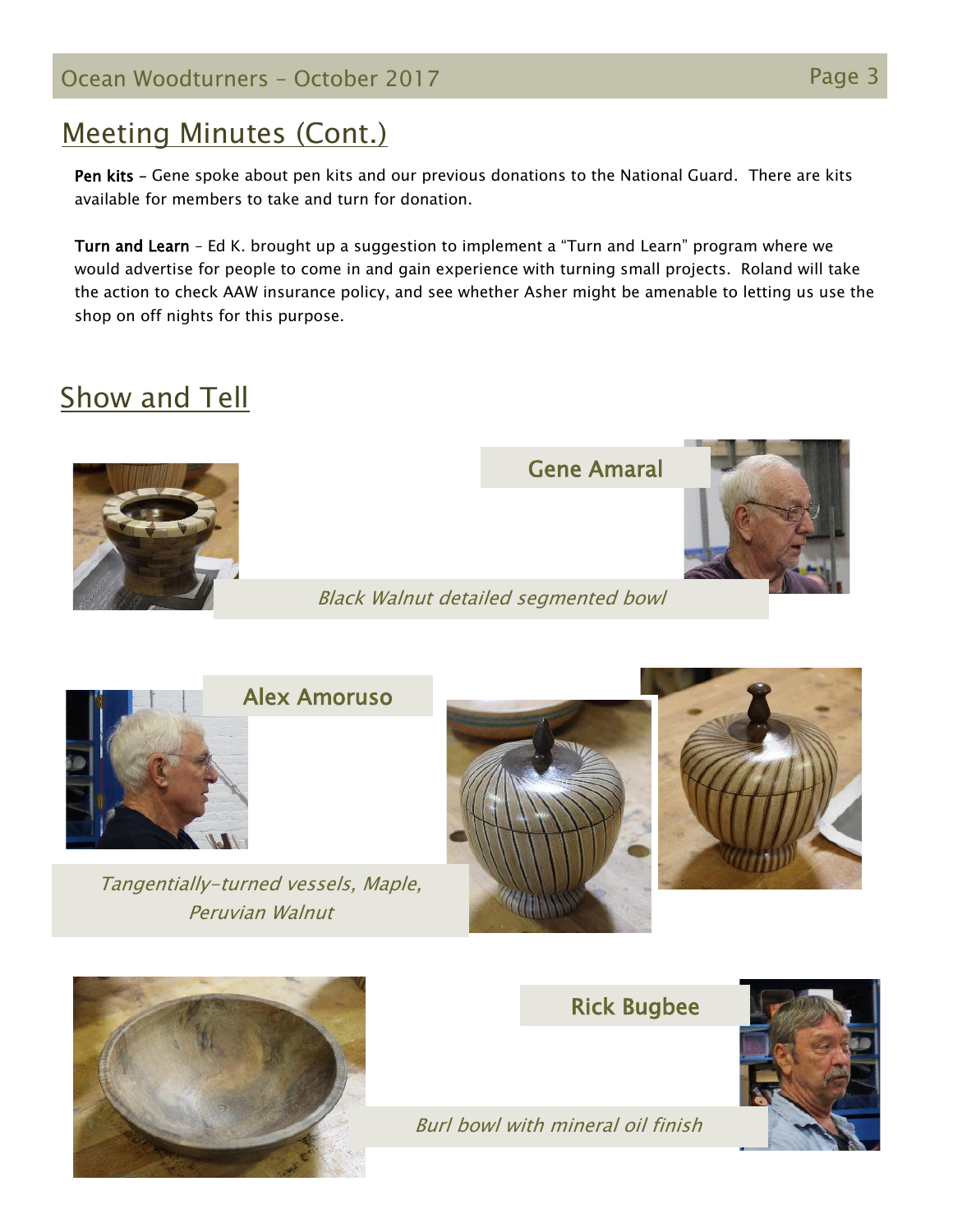## Meeting Minutes (Cont.)

**Pen kits** – Gene spoke about pen kits and our previous donations to the National Guard. There are kits available for members to take and turn for donation.

**Turn and Learn** – Ed K. brought up a suggestion to implement a "Turn and Learn" program where we would advertise for people to come in and gain experience with turning small projects. Roland will take the action to check AAW insurance policy, and see whether Asher might be amenable to letting us use the shop on off nights for this purpose.

## Show and Tell

### Gene Amaral

*Black Walnut detailed segmented bowl*

### Alex Amoruso

*Tangentially-turned vessels, Maple, Peruvian Walnut*

### Rick Bugbee

*Burl bowl with mineral oil finish*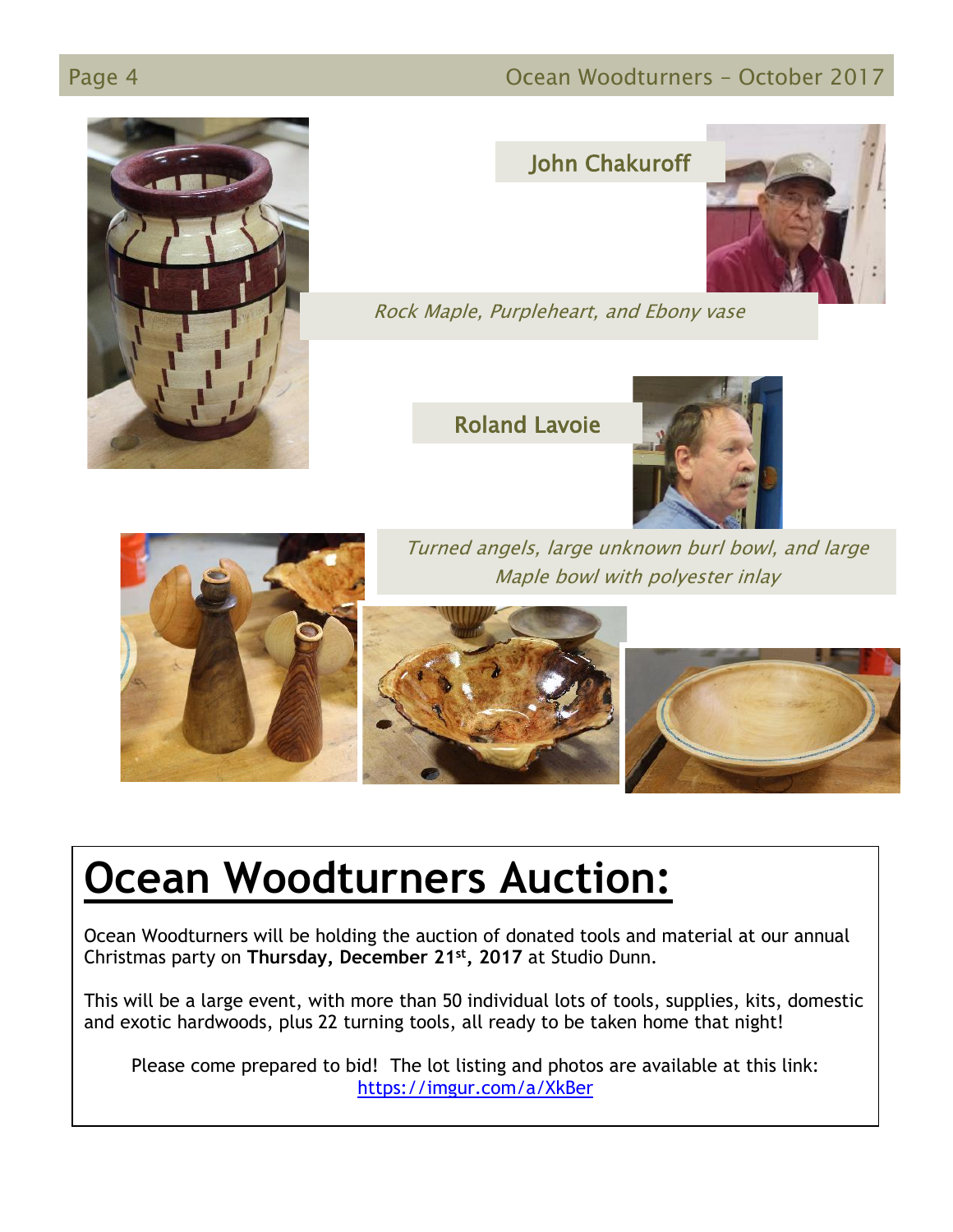### John Chakuroff

*Rock Maple, Purpleheart, and Ebony vase*

### Roland Lavoie

*Turned angels, large unknown burl bowl, and large Maple bowl with polyester inlay*

# Ocean Woodturners Auction:

Ocean Woodturners will be holding the auction of donated tools and material at our annual Christmas party on **Thursday, December 21st, 2017** at Studio Dunn.

This will be a large event, with more than 50 individual lots of tools, supplies, kits, domestic and exotic hardwoods, plus 22 turning tools, all ready to be taken home that night!

Please come prepared to bid! The lot listing and photos are available at this link: https://imgur.com/a/XkBer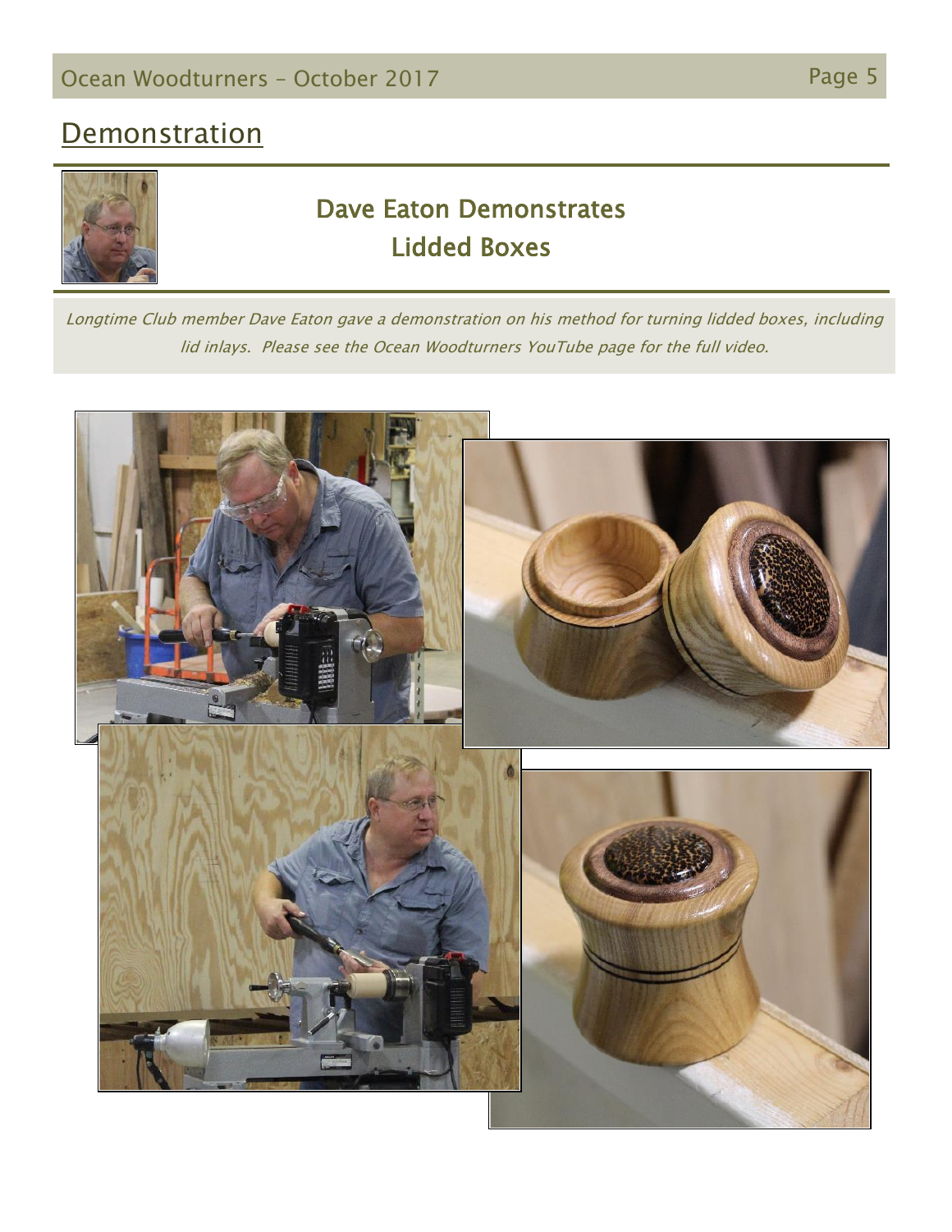# Demonstration

## Dave Eaton Demonstrates Lidded Boxes

*Longtime Club member Dave Eaton gave a demonstration on his method for turning lidded boxes, including lid inlays.  Please see the Ocean Woodturners YouTube page for the full video.*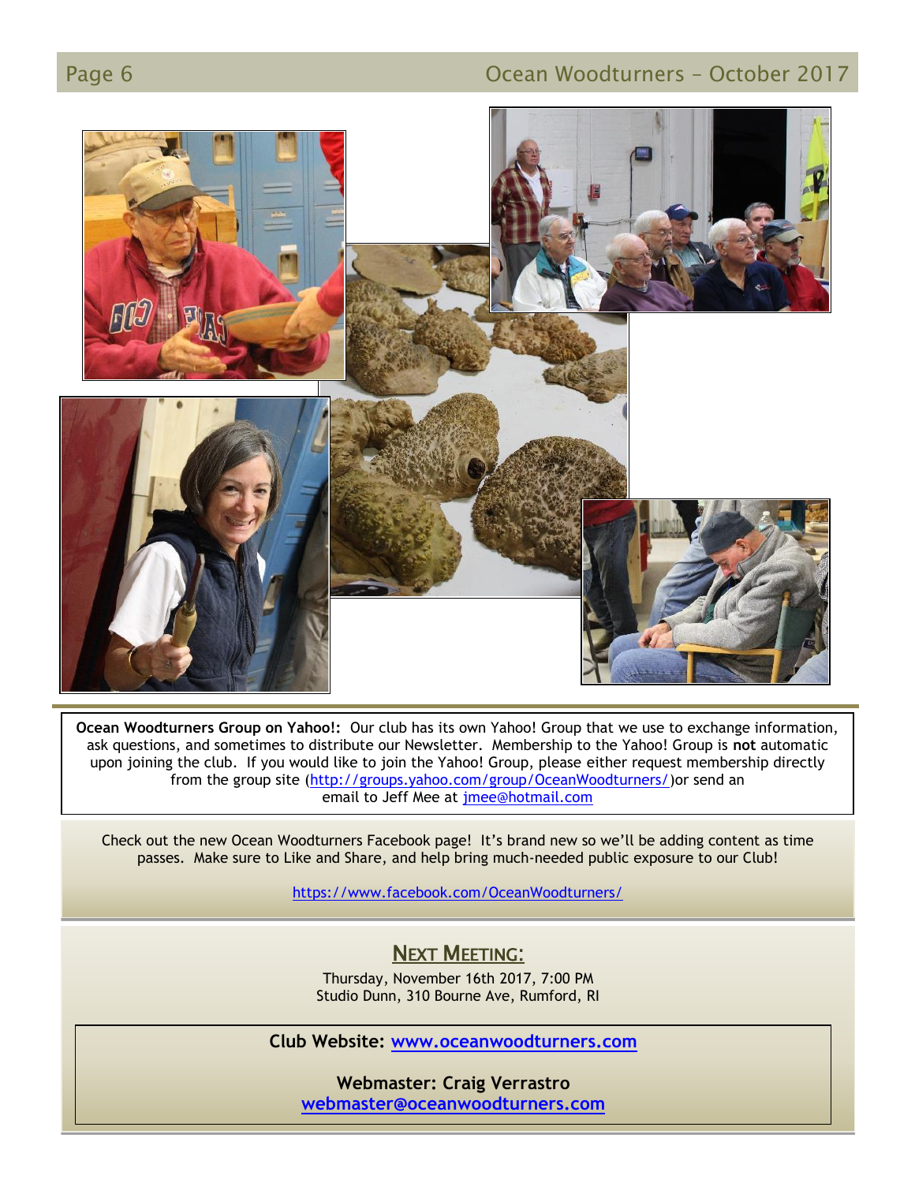**Ocean Woodturners Group on Yahoo!:** Our club has its own Yahoo! Group that we use to exchange information, ask questions, and sometimes to distribute our Newsletter. Membership to the Yahoo! Group is **not** automatic upon joining the club. If you would like to join the Yahoo! Group, please either request membership directly from the group site (http://groups.yahoo.com/group/OceanWoodturners/)or send an email to Jeff Mee at jmee@hotmail.com

Check out the new Ocean Woodturners Facebook page! It's brand new so we'll be adding content as time passes. Make sure to Like and Share, and help bring much-needed public exposure to our Club!

https://www.facebook.com/OceanWoodturners/

## NEXT MEETING:

Thursday, November 16th 2017, 7:00 PM
Studio Dunn, 310 Bourne Ave, Rumford, RI

**Club Website: www.oceanwoodturners.com**

**Webmaster: Craig Verrastro**
**webmaster@oceanwoodturners.com**